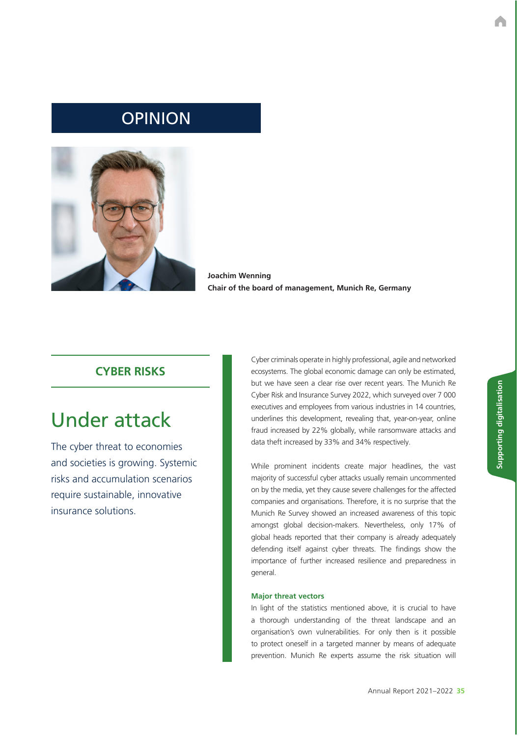# OPINION

**Joachim Wenning**
**Chair of the board of management, Munich Re, Germany**

## CYBER RISKS

# Under attack

The cyber threat to economies and societies is growing. Systemic risks and accumulation scenarios require sustainable, innovative insurance solutions.

Cyber criminals operate in highly professional, agile and networked ecosystems. The global economic damage can only be estimated, but we have seen a clear rise over recent years. The Munich Re Cyber Risk and Insurance Survey 2022, which surveyed over 7 000 executives and employees from various industries in 14 countries, underlines this development, revealing that, year-on-year, online fraud increased by 22% globally, while ransomware attacks and data theft increased by 33% and 34% respectively.

While prominent incidents create major headlines, the vast majority of successful cyber attacks usually remain uncommented on by the media, yet they cause severe challenges for the affected companies and organisations. Therefore, it is no surprise that the Munich Re Survey showed an increased awareness of this topic amongst global decision-makers. Nevertheless, only 17% of global heads reported that their company is already adequately defending itself against cyber threats. The findings show the importance of further increased resilience and preparedness in general.

### Major threat vectors

In light of the statistics mentioned above, it is crucial to have a thorough understanding of the threat landscape and an organisation's own vulnerabilities. For only then is it possible to protect oneself in a targeted manner by means of adequate prevention. Munich Re experts assume the risk situation will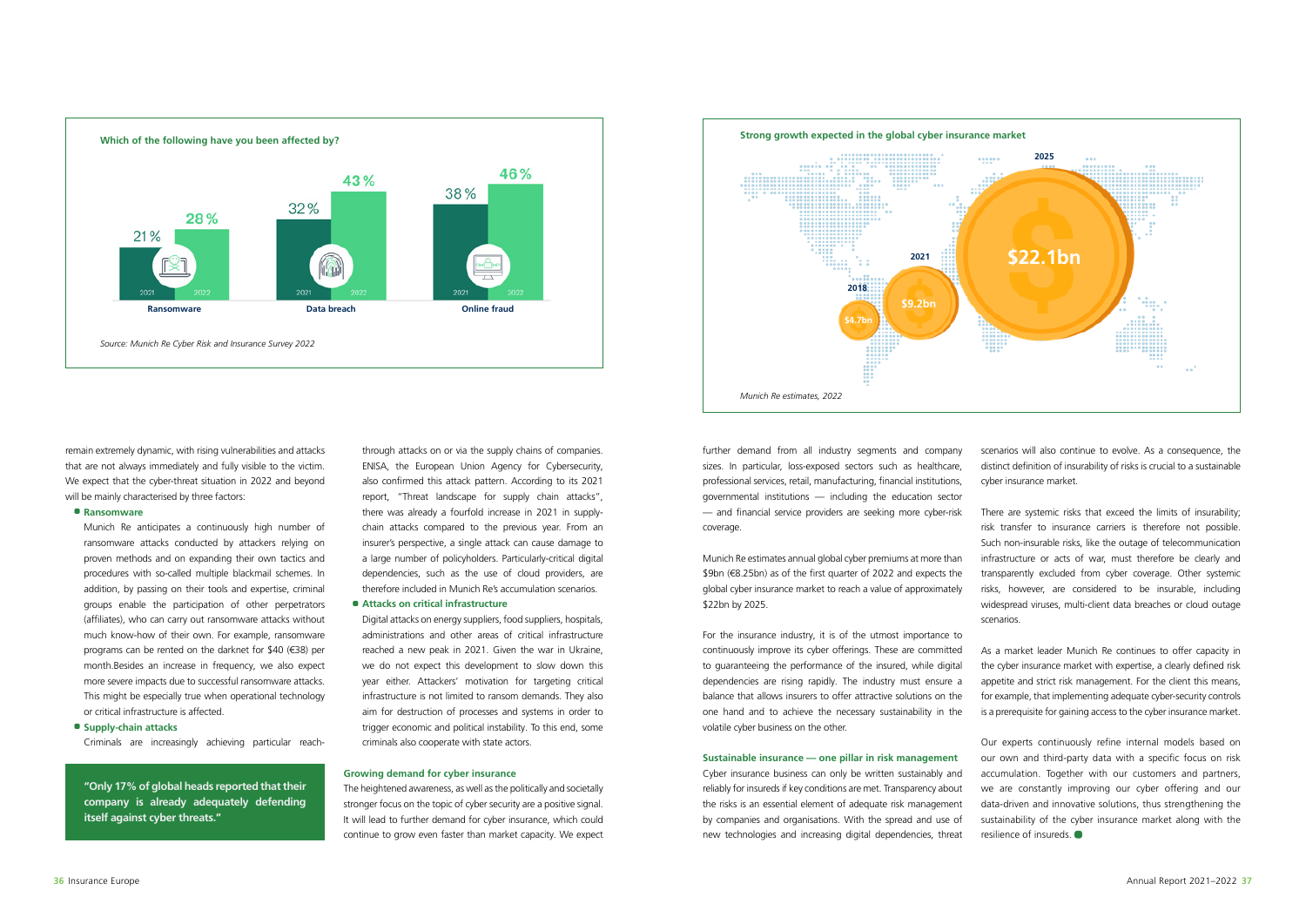**Which of the following have you been affected by?**

21 %
28 %
2021
2022
Ransomware

32 %
43 %
2021
2022
Data breach

38 %
46 %
2021
2022
Online fraud

*Source: Munich Re Cyber Risk and Insurance Survey 2022*

**Strong growth expected in the global cyber insurance market**

2018
$4.7bn
2021
$9.2bn
2025
$22.1bn

*Munich Re estimates, 2022*

remain extremely dynamic, with rising vulnerabilities and attacks that are not always immediately and fully visible to the victim. We expect that the cyber-threat situation in 2022 and beyond will be mainly characterised by three factors:

- **Ransomware**
  Munich Re anticipates a continuously high number of ransomware attacks conducted by attackers relying on proven methods and on expanding their own tactics and procedures with so-called multiple blackmail schemes. In addition, by passing on their tools and expertise, criminal groups enable the participation of other perpetrators (affiliates), who can carry out ransomware attacks without much know-how of their own. For example, ransomware programs can be rented on the darknet for $40 (€38) per month.Besides an increase in frequency, we also expect more severe impacts due to successful ransomware attacks. This might be especially true when operational technology or critical infrastructure is affected.
- **Supply-chain attacks**
  Criminals are increasingly achieving particular reach-through attacks on or via the supply chains of companies. ENISA, the European Union Agency for Cybersecurity, also confirmed this attack pattern. According to its 2021 report, "Threat landscape for supply chain attacks", there was already a fourfold increase in 2021 in supply-chain attacks compared to the previous year. From an insurer's perspective, a single attack can cause damage to a large number of policyholders. Particularly-critical digital dependencies, such as the use of cloud providers, are therefore included in Munich Re's accumulation scenarios.
- **Attacks on critical infrastructure**
  Digital attacks on energy suppliers, food suppliers, hospitals, administrations and other areas of critical infrastructure reached a new peak in 2021. Given the war in Ukraine, we do not expect this development to slow down this year either. Attackers' motivation for targeting critical infrastructure is not limited to ransom demands. They also aim for destruction of processes and systems in order to trigger economic and political instability. To this end, some criminals also cooperate with state actors.

> **"Only 17% of global heads reported that their company is already adequately defending itself against cyber threats."**

**Growing demand for cyber insurance**

The heightened awareness, as well as the politically and societally stronger focus on the topic of cyber security are a positive signal. It will lead to further demand for cyber insurance, which could continue to grow even faster than market capacity. We expect further demand from all industry segments and company sizes. In particular, loss-exposed sectors such as healthcare, professional services, retail, manufacturing, financial institutions, governmental institutions — including the education sector — and financial service providers are seeking more cyber-risk coverage.

Munich Re estimates annual global cyber premiums at more than $9bn (€8.25bn) as of the first quarter of 2022 and expects the global cyber insurance market to reach a value of approximately $22bn by 2025.

For the insurance industry, it is of the utmost importance to continuously improve its cyber offerings. These are committed to guaranteeing the performance of the insured, while digital dependencies are rising rapidly. The industry must ensure a balance that allows insurers to offer attractive solutions on the one hand and to achieve the necessary sustainability in the volatile cyber business on the other.

**Sustainable insurance — one pillar in risk management**

Cyber insurance business can only be written sustainably and reliably for insureds if key conditions are met. Transparency about the risks is an essential element of adequate risk management by companies and organisations. With the spread and use of new technologies and increasing digital dependencies, threat scenarios will also continue to evolve. As a consequence, the distinct definition of insurability of risks is crucial to a sustainable cyber insurance market.

There are systemic risks that exceed the limits of insurability; risk transfer to insurance carriers is therefore not possible. Such non-insurable risks, like the outage of telecommunication infrastructure or acts of war, must therefore be clearly and transparently excluded from cyber coverage. Other systemic risks, however, are considered to be insurable, including widespread viruses, multi-client data breaches or cloud outage scenarios.

As a market leader Munich Re continues to offer capacity in the cyber insurance market with expertise, a clearly defined risk appetite and strict risk management. For the client this means, for example, that implementing adequate cyber-security controls is a prerequisite for gaining access to the cyber insurance market.

Our experts continuously refine internal models based on our own and third-party data with a specific focus on risk accumulation. Together with our customers and partners, we are constantly improving our cyber offering and our data-driven and innovative solutions, thus strengthening the sustainability of the cyber insurance market along with the resilience of insureds.